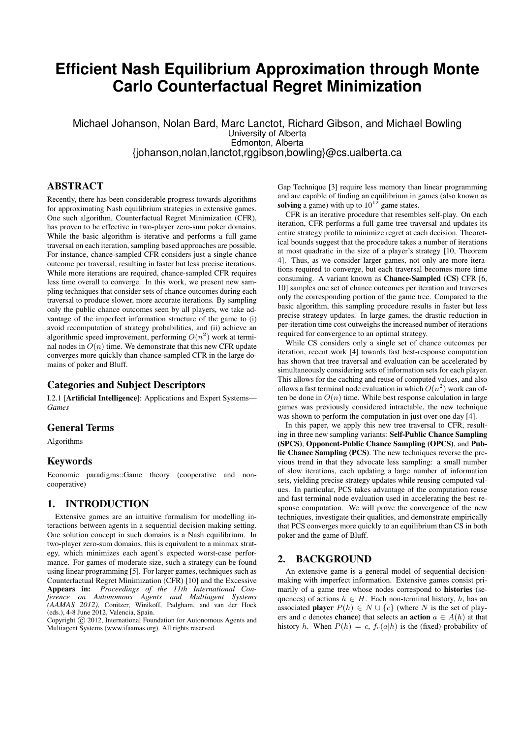# Efficient Nash Equilibrium Approximation through Monte Carlo Counterfactual Regret Minimization

Michael Johanson, Nolan Bard, Marc Lanctot, Richard Gibson, and Michael Bowling
University of Alberta
Edmonton, Alberta
{johanson,nolan,lanctot,rggibson,bowling}@cs.ualberta.ca

## ABSTRACT

Recently, there has been considerable progress towards algorithms for approximating Nash equilibrium strategies in extensive games. One such algorithm, Counterfactual Regret Minimization (CFR), has proven to be effective in two-player zero-sum poker domains. While the basic algorithm is iterative and performs a full game traversal on each iteration, sampling based approaches are possible. For instance, chance-sampled CFR considers just a single chance outcome per traversal, resulting in faster but less precise iterations. While more iterations are required, chance-sampled CFR requires less time overall to converge. In this work, we present new sampling techniques that consider sets of chance outcomes during each traversal to produce slower, more accurate iterations. By sampling only the public chance outcomes seen by all players, we take advantage of the imperfect information structure of the game to (i) avoid recomputation of strategy probabilities, and (ii) achieve an algorithmic speed improvement, performing $O(n^2)$ work at terminal nodes in $O(n)$ time. We demonstrate that this new CFR update converges more quickly than chance-sampled CFR in the large domains of poker and Bluff.

### Categories and Subject Descriptors

I.2.1 [**Artificial Intelligence**]: Applications and Expert Systems—*Games*

### General Terms

Algorithms

### Keywords

Economic paradigms::Game theory (cooperative and non-cooperative)

## 1. INTRODUCTION

Extensive games are an intuitive formalism for modelling interactions between agents in a sequential decision making setting. One solution concept in such domains is a Nash equilibrium. In two-player zero-sum domains, this is equivalent to a minmax strategy, which minimizes each agent's expected worst-case performance. For games of moderate size, such a strategy can be found using linear programming [5]. For larger games, techniques such as Counterfactual Regret Minimization (CFR) [10] and the Excessive Gap Technique [3] require less memory than linear programming and are capable of finding an equilibrium in games (also known as **solving** a game) with up to $10^{12}$ game states.

**Appears in:** *Proceedings of the 11th International Conference on Autonomous Agents and Multiagent Systems (AAMAS 2012)*, Conitzer, Winikoff, Padgham, and van der Hoek (eds.), 4-8 June 2012, Valencia, Spain.
Copyright © 2012, International Foundation for Autonomous Agents and Multiagent Systems (www.ifaamas.org). All rights reserved.

CFR is an iterative procedure that resembles self-play. On each iteration, CFR performs a full game tree traversal and updates its entire strategy profile to minimize regret at each decision. Theoretical bounds suggest that the procedure takes a number of iterations at most quadratic in the size of a player's strategy [10, Theorem 4]. Thus, as we consider larger games, not only are more iterations required to converge, but each traversal becomes more time consuming. A variant known as **Chance-Sampled (CS)** CFR [6, 10] samples one set of chance outcomes per iteration and traverses only the corresponding portion of the game tree. Compared to the basic algorithm, this sampling procedure results in faster but less precise strategy updates. In large games, the drastic reduction in per-iteration time cost outweighs the increased number of iterations required for convergence to an optimal strategy.

While CS considers only a single set of chance outcomes per iteration, recent work [4] towards fast best-response computation has shown that tree traversal and evaluation can be accelerated by simultaneously considering sets of information sets for each player. This allows for the caching and reuse of computed values, and also allows a fast terminal node evaluation in which $O(n^2)$ work can often be done in $O(n)$ time. While best response calculation in large games was previously considered intractable, the new technique was shown to perform the computation in just over one day [4].

In this paper, we apply this new tree traversal to CFR, resulting in three new sampling variants: **Self-Public Chance Sampling (SPCS)**, **Opponent-Public Chance Sampling (OPCS)**, and **Public Chance Sampling (PCS)**. The new techniques reverse the previous trend in that they advocate less sampling: a small number of slow iterations, each updating a large number of information sets, yielding precise strategy updates while reusing computed values. In particular, PCS takes advantage of the computation reuse and fast terminal node evaluation used in accelerating the best response computation. We will prove the convergence of the new techniques, investigate their qualities, and demonstrate empirically that PCS converges more quickly to an equilibrium than CS in both poker and the game of Bluff.

## 2. BACKGROUND

An extensive game is a general model of sequential decision-making with imperfect information. Extensive games consist primarily of a game tree whose nodes correspond to **histories** (sequences) of actions $h \in H$. Each non-terminal history, $h$, has an associated **player** $P(h) \in N \cup \{c\}$ (where $N$ is the set of players and $c$ denotes **chance**) that selects an **action** $a \in A(h)$ at that history $h$. When $P(h) = c$, $f_c(a|h)$ is the (fixed) probability of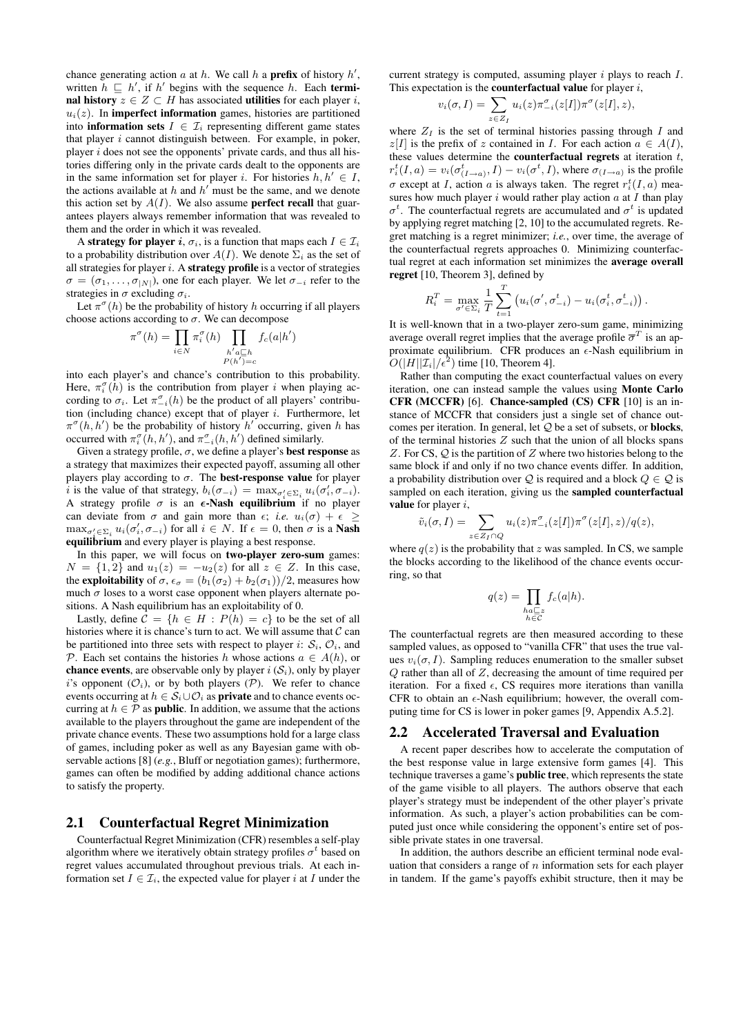chance generating action $a$ at $h$. We call $h$ a **prefix** of history $h'$, written $h \sqsubseteq h'$, if $h'$ begins with the sequence $h$. Each **terminal history** $z \in Z \subset H$ has associated **utilities** for each player $i$, $u_i(z)$. In **imperfect information** games, histories are partitioned into **information sets** $I \in \mathcal{I}_i$ representing different game states that player $i$ cannot distinguish between. For example, in poker, player $i$ does not see the opponents' private cards, and thus all histories differing only in the private cards dealt to the opponents are in the same information set for player $i$. For histories $h, h' \in I$, the actions available at $h$ and $h'$ must be the same, and we denote this action set by $A(I)$. We also assume **perfect recall** that guarantees players always remember information that was revealed to them and the order in which it was revealed.

A **strategy for player** $i$, $\sigma_i$, is a function that maps each $I \in \mathcal{I}_i$ to a probability distribution over $A(I)$. We denote $\Sigma_i$ as the set of all strategies for player $i$. A **strategy profile** is a vector of strategies $\sigma = (\sigma_1, \ldots, \sigma_{|N|})$, one for each player. We let $\sigma_{-i}$ refer to the strategies in $\sigma$ excluding $\sigma_i$.

Let $\pi^\sigma(h)$ be the probability of history $h$ occurring if all players choose actions according to $\sigma$. We can decompose

$$\pi^\sigma(h) = \prod_{i \in N} \pi_i^\sigma(h) \prod_{\substack{h'a \sqsubseteq h \\ P(h')=c}} f_c(a|h')$$

into each player's and chance's contribution to this probability. Here, $\pi_i^\sigma(h)$ is the contribution from player $i$ when playing according to $\sigma_i$. Let $\pi_{-i}^\sigma(h)$ be the product of all players' contribution (including chance) except that of player $i$. Furthermore, let $\pi^\sigma(h, h')$ be the probability of history $h'$ occurring, given $h$ has occurred with $\pi_i^\sigma(h, h')$, and $\pi_{-i}^\sigma(h, h')$ defined similarly.

Given a strategy profile, $\sigma$, we define a player's **best response** as a strategy that maximizes their expected payoff, assuming all other players play according to $\sigma$. The **best-response value** for player $i$ is the value of that strategy, $b_i(\sigma_{-i}) = \max_{\sigma'_i \in \Sigma_i} u_i(\sigma'_i, \sigma_{-i})$. A strategy profile $\sigma$ is an **$\epsilon$-Nash equilibrium** if no player can deviate from $\sigma$ and gain more than $\epsilon$; *i.e.* $u_i(\sigma) + \epsilon \geq \max_{\sigma'_i \in \Sigma_i} u_i(\sigma'_i, \sigma_{-i})$ for all $i \in N$. If $\epsilon = 0$, then $\sigma$ is a **Nash equilibrium** and every player is playing a best response.

In this paper, we will focus on **two-player zero-sum** games: $N = \{1, 2\}$ and $u_1(z) = -u_2(z)$ for all $z \in Z$. In this case, the **exploitability** of $\sigma$, $\epsilon_\sigma = (b_1(\sigma_2) + b_2(\sigma_1))/2$, measures how much $\sigma$ loses to a worst case opponent when players alternate positions. A Nash equilibrium has an exploitability of 0.

Lastly, define $\mathcal{C} = \{h \in H : P(h) = c\}$ to be the set of all histories where it is chance's turn to act. We will assume that $\mathcal{C}$ can be partitioned into three sets with respect to player $i$: $\mathcal{S}_i$, $\mathcal{O}_i$, and $\mathcal{P}$. Each set contains the histories $h$ whose actions $a \in A(h)$, or **chance events**, are observable only by player $i$ ($\mathcal{S}_i$), only by player $i$'s opponent ($\mathcal{O}_i$), or by both players ($\mathcal{P}$). We refer to chance events occurring at $h \in \mathcal{S}_i \cup \mathcal{O}_i$ as **private** and to chance events occurring at $h \in \mathcal{P}$ as **public**. In addition, we assume that the actions available to the players throughout the game are independent of the private chance events. These two assumptions hold for a large class of games, including poker as well as any Bayesian game with observable actions [8] (*e.g.*, Bluff or negotiation games); furthermore, games can often be modified by adding additional chance actions to satisfy the property.

## 2.1 Counterfactual Regret Minimization

Counterfactual Regret Minimization (CFR) resembles a self-play algorithm where we iteratively obtain strategy profiles $\sigma^t$ based on regret values accumulated throughout previous trials. At each information set $I \in \mathcal{I}_i$, the expected value for player $i$ at $I$ under the current strategy is computed, assuming player $i$ plays to reach $I$. This expectation is the **counterfactual value** for player $i$,

$$v_i(\sigma, I) = \sum_{z \in Z_I} u_i(z) \pi_{-i}^\sigma(z[I]) \pi^\sigma(z[I], z),$$

where $Z_I$ is the set of terminal histories passing through $I$ and $z[I]$ is the prefix of $z$ contained in $I$. For each action $a \in A(I)$, these values determine the **counterfactual regrets** at iteration $t$, $r_i^t(I, a) = v_i(\sigma_{(I \to a)}^t, I) - v_i(\sigma^t, I)$, where $\sigma_{(I \to a)}$ is the profile $\sigma$ except at $I$, action $a$ is always taken. The regret $r_i^t(I, a)$ measures how much player $i$ would rather play action $a$ at $I$ than play $\sigma^t$. The counterfactual regrets are accumulated and $\sigma^t$ is updated by applying regret matching [2, 10] to the accumulated regrets. Regret matching is a regret minimizer; *i.e.*, over time, the average of the counterfactual regrets approaches 0. Minimizing counterfactual regret at each information set minimizes the **average overall regret** [10, Theorem 3], defined by

$$R_i^T = \max_{\sigma' \in \Sigma_i} \frac{1}{T} \sum_{t=1}^T \left( u_i(\sigma', \sigma_{-i}^t) - u_i(\sigma_i^t, \sigma_{-i}^t) \right).$$

It is well-known that in a two-player zero-sum game, minimizing average overall regret implies that the average profile $\overline{\sigma}^T$ is an approximate equilibrium. CFR produces an $\epsilon$-Nash equilibrium in $O(|H||\mathcal{I}_i|/\epsilon^2)$ time [10, Theorem 4].

Rather than computing the exact counterfactual values on every iteration, one can instead sample the values using **Monte Carlo CFR (MCCFR)** [6]. **Chance-sampled (CS) CFR** [10] is an instance of MCCFR that considers just a single set of chance outcomes per iteration. In general, let $\mathcal{Q}$ be a set of subsets, or **blocks**, of the terminal histories $Z$ such that the union of all blocks spans $Z$. For CS, $\mathcal{Q}$ is the partition of $Z$ where two histories belong to the same block if and only if no two chance events differ. In addition, a probability distribution over $\mathcal{Q}$ is required and a block $Q \in \mathcal{Q}$ is sampled on each iteration, giving us the **sampled counterfactual value** for player $i$,

$$\tilde{v}_i(\sigma, I) = \sum_{z \in Z_I \cap Q} u_i(z) \pi_{-i}^\sigma(z[I]) \pi^\sigma(z[I], z)/q(z),$$

where $q(z)$ is the probability that $z$ was sampled. In CS, we sample the blocks according to the likelihood of the chance events occurring, so that

$$q(z) = \prod_{\substack{ha \sqsubseteq z \\ h \in \mathcal{C}}} f_c(a|h).$$

The counterfactual regrets are then measured according to these sampled values, as opposed to "vanilla CFR" that uses the true values $v_i(\sigma, I)$. Sampling reduces enumeration to the smaller subset $Q$ rather than all of $Z$, decreasing the amount of time required per iteration. For a fixed $\epsilon$, CS requires more iterations than vanilla CFR to obtain an $\epsilon$-Nash equilibrium; however, the overall computing time for CS is lower in poker games [9, Appendix A.5.2].

## 2.2 Accelerated Traversal and Evaluation

A recent paper describes how to accelerate the computation of the best response value in large extensive form games [4]. This technique traverses a game's **public tree**, which represents the state of the game visible to all players. The authors observe that each player's strategy must be independent of the other player's private information. As such, a player's action probabilities can be computed just once while considering the opponent's entire set of possible private states in one traversal.

In addition, the authors describe an efficient terminal node evaluation that considers a range of $n$ information sets for each player in tandem. If the game's payoffs exhibit structure, then it may be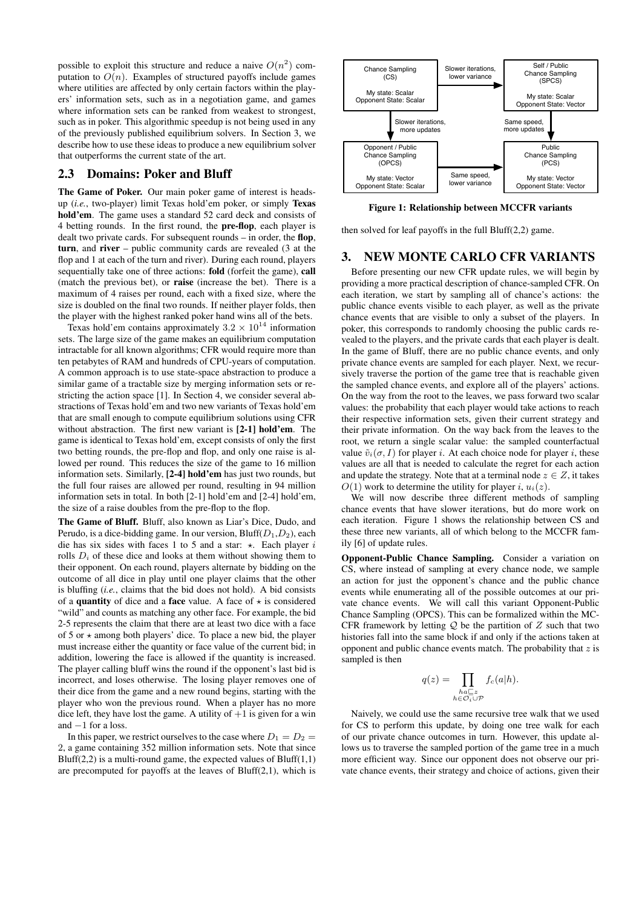possible to exploit this structure and reduce a naive $O(n^2)$ computation to $O(n)$. Examples of structured payoffs include games where utilities are affected by only certain factors within the players' information sets, such as in a negotiation game, and games where information sets can be ranked from weakest to strongest, such as in poker. This algorithmic speedup is not being used in any of the previously published equilibrium solvers. In Section 3, we describe how to use these ideas to produce a new equilibrium solver that outperforms the current state of the art.

## 2.3 Domains: Poker and Bluff

**The Game of Poker.** Our main poker game of interest is heads-up (*i.e.*, two-player) limit Texas hold'em poker, or simply **Texas hold'em**. The game uses a standard 52 card deck and consists of 4 betting rounds. In the first round, the **pre-flop**, each player is dealt two private cards. For subsequent rounds – in order, the **flop**, **turn**, and **river** – public community cards are revealed (3 at the flop and 1 at each of the turn and river). During each round, players sequentially take one of three actions: **fold** (forfeit the game), **call** (match the previous bet), or **raise** (increase the bet). There is a maximum of 4 raises per round, each with a fixed size, where the size is doubled on the final two rounds. If neither player folds, then the player with the highest ranked poker hand wins all of the bets.

Texas hold'em contains approximately $3.2 \times 10^{14}$ information sets. The large size of the game makes an equilibrium computation intractable for all known algorithms; CFR would require more than ten petabytes of RAM and hundreds of CPU-years of computation. A common approach is to use state-space abstraction to produce a similar game of a tractable size by merging information sets or restricting the action space [1]. In Section 4, we consider several abstractions of Texas hold'em and two new variants of Texas hold'em that are small enough to compute equilibrium solutions using CFR without abstraction. The first new variant is **[2-1] hold'em**. The game is identical to Texas hold'em, except consists of only the first two betting rounds, the pre-flop and flop, and only one raise is allowed per round. This reduces the size of the game to 16 million information sets. Similarly, **[2-4] hold'em** has just two rounds, but the full four raises are allowed per round, resulting in 94 million information sets in total. In both [2-1] hold'em and [2-4] hold'em, the size of a raise doubles from the pre-flop to the flop.

**The Game of Bluff.** Bluff, also known as Liar's Dice, Dudo, and Perudo, is a dice-bidding game. In our version, Bluff($D_1$,$D_2$), each die has six sides with faces 1 to 5 and a star: $\star$. Each player $i$ rolls $D_i$ of these dice and looks at them without showing them to their opponent. On each round, players alternate by bidding on the outcome of all dice in play until one player claims that the other is bluffing (*i.e.*, claims that the bid does not hold). A bid consists of a **quantity** of dice and a **face** value. A face of $\star$ is considered "wild" and counts as matching any other face. For example, the bid 2-5 represents the claim that there are at least two dice with a face of 5 or $\star$ among both players' dice. To place a new bid, the player must increase either the quantity or face value of the current bid; in addition, lowering the face is allowed if the quantity is increased. The player calling bluff wins the round if the opponent's last bid is incorrect, and loses otherwise. The losing player removes one of their dice from the game and a new round begins, starting with the player who won the previous round. When a player has no more dice left, they have lost the game. A utility of $+1$ is given for a win and $-1$ for a loss.

In this paper, we restrict ourselves to the case where $D_1 = D_2 = 2$, a game containing 352 million information sets. Note that since Bluff(2,2) is a multi-round game, the expected values of Bluff(1,1) are precomputed for payoffs at the leaves of Bluff(2,1), which is then solved for leaf payoffs in the full Bluff(2,2) game.

| Chance Sampling (CS)<br>My state: Scalar<br>Opponent State: Scalar | → Slower iterations, lower variance → | Self / Public Chance Sampling (SPCS)<br>My state: Scalar<br>Opponent State: Vector |
|---|---|---|
| ↓ Slower iterations, more updates | | ↓ Same speed, more updates |
| Opponent / Public Chance Sampling (OPCS)<br>My state: Vector<br>Opponent State: Scalar | → Same speed, lower variance → | Public Chance Sampling (PCS)<br>My state: Vector<br>Opponent State: Vector |

**Figure 1: Relationship between MCCFR variants**

# 3. NEW MONTE CARLO CFR VARIANTS

Before presenting our new CFR update rules, we will begin by providing a more practical description of chance-sampled CFR. On each iteration, we start by sampling all of chance's actions: the public chance events visible to each player, as well as the private chance events that are visible to only a subset of the players. In poker, this corresponds to randomly choosing the public cards revealed to the players, and the private cards that each player is dealt. In the game of Bluff, there are no public chance events, and only private chance events are sampled for each player. Next, we recursively traverse the portion of the game tree that is reachable given the sampled chance events, and explore all of the players' actions. On the way from the root to the leaves, we pass forward two scalar values: the probability that each player would take actions to reach their respective information sets, given their current strategy and their private information. On the way back from the leaves to the root, we return a single scalar value: the sampled counterfactual value $\tilde{v}_i(\sigma, I)$ for player $i$. At each choice node for player $i$, these values are all that is needed to calculate the regret for each action and update the strategy. Note that at a terminal node $z \in Z$, it takes $O(1)$ work to determine the utility for player $i$, $u_i(z)$.

We will now describe three different methods of sampling chance events that have slower iterations, but do more work on each iteration. Figure 1 shows the relationship between CS and these three new variants, all of which belong to the MCCFR family [6] of update rules.

**Opponent-Public Chance Sampling.** Consider a variation on CS, where instead of sampling at every chance node, we sample an action for just the opponent's chance and the public chance events while enumerating all of the possible outcomes at our private chance events. We will call this variant Opponent-Public Chance Sampling (OPCS). This can be formalized within the MCCFR framework by letting $\mathcal{Q}$ be the partition of $Z$ such that two histories fall into the same block if and only if the actions taken at opponent and public chance events match. The probability that $z$ is sampled is then

$$q(z) = \prod_{\substack{ha \sqsubseteq z \\ h \in \mathcal{O}_i \cup \mathcal{P}}} f_c(a|h).$$

Naively, we could use the same recursive tree walk that we used for CS to perform this update, by doing one tree walk for each of our private chance outcomes in turn. However, this update allows us to traverse the sampled portion of the game tree in a much more efficient way. Since our opponent does not observe our private chance events, their strategy and choice of actions, given their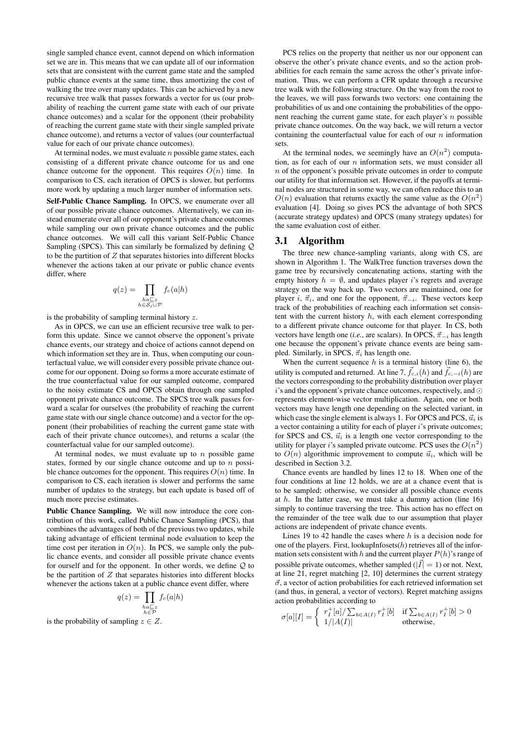single sampled chance event, cannot depend on which information set we are in. This means that we can update all of our information sets that are consistent with the current game state and the sampled public chance events at the same time, thus amortizing the cost of walking the tree over many updates. This can be achieved by a new recursive tree walk that passes forwards a vector for us (our probability of reaching the current game state with each of our private chance outcomes) and a scalar for the opponent (their probability of reaching the current game state with their single sampled private chance outcome), and returns a vector of values (our counterfactual value for each of our private chance outcomes).

At terminal nodes, we must evaluate $n$ possible game states, each consisting of a different private chance outcome for us and one chance outcome for the opponent. This requires $O(n)$ time. In comparison to CS, each iteration of OPCS is slower, but performs more work by updating a much larger number of information sets.

**Self-Public Chance Sampling.** In OPCS, we enumerate over all of our possible private chance outcomes. Alternatively, we can instead enumerate over all of our opponent's private chance outcomes while sampling our own private chance outcomes and the public chance outcomes. We will call this variant Self-Public Chance Sampling (SPCS). This can similarly be formalized by defining $\mathcal{Q}$ to be the partition of $Z$ that separates histories into different blocks whenever the actions taken at our private or public chance events differ, where

$$q(z) = \prod_{\substack{ha \sqsubseteq z \\ h \in \mathcal{S}_i \cup \mathcal{P}}} f_c(a|h)$$

is the probability of sampling terminal history $z$.

As in OPCS, we can use an efficient recursive tree walk to perform this update. Since we cannot observe the opponent's private chance events, our strategy and choice of actions cannot depend on which information set they are in. Thus, when computing our counterfactual value, we will consider every possible private chance outcome for our opponent. Doing so forms a more accurate estimate of the true counterfactual value for our sampled outcome, compared to the noisy estimate CS and OPCS obtain through one sampled opponent private chance outcome. The SPCS tree walk passes forward a scalar for ourselves (the probability of reaching the current game state with our single chance outcome) and a vector for the opponent (their probabilities of reaching the current game state with each of their private chance outcomes), and returns a scalar (the counterfactual value for our sampled outcome).

At terminal nodes, we must evaluate up to $n$ possible game states, formed by our single chance outcome and up to $n$ possible chance outcomes for the opponent. This requires $O(n)$ time. In comparison to CS, each iteration is slower and performs the same number of updates to the strategy, but each update is based off of much more precise estimates.

**Public Chance Sampling.** We will now introduce the core contribution of this work, called Public Chance Sampling (PCS), that combines the advantages of both of the previous two updates, while taking advantage of efficient terminal node evaluation to keep the time cost per iteration in $O(n)$. In PCS, we sample only the public chance events, and consider all possible private chance events for ourself and for the opponent. In other words, we define $\mathcal{Q}$ to be the partition of $Z$ that separates histories into different blocks whenever the actions taken at a public chance event differ, where

$$q(z) = \prod_{\substack{ha \sqsubseteq z \\ h \in \mathcal{P}}} f_c(a|h)$$

is the probability of sampling $z \in Z$.

PCS relies on the property that neither us nor our opponent can observe the other's private chance events, and so the action probabilities for each remain the same across the other's private information. Thus, we can perform a CFR update through a recursive tree walk with the following structure. On the way from the root to the leaves, we will pass forwards two vectors: one containing the probabilities of us and one containing the probabilities of the opponent reaching the current game state, for each player's $n$ possible private chance outcomes. On the way back, we will return a vector containing the counterfactual value for each of our $n$ information sets.

At the terminal nodes, we seemingly have an $O(n^2)$ computation, as for each of our $n$ information sets, we must consider all $n$ of the opponent's possible private outcomes in order to compute our utility for that information set. However, if the payoffs at terminal nodes are structured in some way, we can often reduce this to an $O(n)$ evaluation that returns exactly the same value as the $O(n^2)$ evaluation [4]. Doing so gives PCS the advantage of both SPCS (accurate strategy updates) and OPCS (many strategy updates) for the same evaluation cost of either.

## 3.1 Algorithm

The three new chance-sampling variants, along with CS, are shown in Algorithm 1. The WalkTree function traverses down the game tree by recursively concatenating actions, starting with the empty history $h = \emptyset$, and updates player $i$'s regrets and average strategy on the way back up. Two vectors are maintained, one for player $i$, $\vec{\pi}_i$, and one for the opponent, $\vec{\pi}_{-i}$. These vectors keep track of the probabilities of reaching each information set consistent with the current history $h$, with each element corresponding to a different private chance outcome for that player. In CS, both vectors have length one (*i.e.*, are scalars). In OPCS, $\vec{\pi}_{-i}$ has length one because the opponent's private chance events are being sampled. Similarly, in SPCS, $\vec{\pi}_i$ has length one.

When the current sequence $h$ is a terminal history (line 6), the utility is computed and returned. At line 7, $\vec{f}_{c,i}(h)$ and $\vec{f}_{c,-i}(h)$ are the vectors corresponding to the probability distribution over player $i$'s and the opponent's private chance outcomes, respectively, and $\odot$ represents element-wise vector multiplication. Again, one or both vectors may have length one depending on the selected variant, in which case the single element is always 1. For OPCS and PCS, $\vec{u}_i$ is a vector containing a utility for each of player $i$'s private outcomes; for SPCS and CS, $\vec{u}_i$ is a length one vector corresponding to the utility for player $i$'s sampled private outcome. PCS uses the $O(n^2)$ to $O(n)$ algorithmic improvement to compute $\vec{u}_i$, which will be described in Section 3.2.

Chance events are handled by lines 12 to 18. When one of the four conditions at line 12 holds, we are at a chance event that is to be sampled; otherwise, we consider all possible chance events at $h$. In the latter case, we must take a dummy action (line 16) simply to continue traversing the tree. This action has no effect on the remainder of the tree walk due to our assumption that player actions are independent of private chance events.

Lines 19 to 42 handle the cases where $h$ is a decision node for one of the players. First, lookupInfosets($h$) retrieves all of the information sets consistent with $h$ and the current player $P(h)$'s range of possible private outcomes, whether sampled ($|\vec{I}| = 1$) or not. Next, at line 21, regret matching [2, 10] determines the current strategy $\vec{\sigma}$, a vector of action probabilities for each retrieved information set (and thus, in general, a vector of vectors). Regret matching assigns action probabilities according to

$$\sigma[a][I] = \begin{cases} r_I^+[a] / \sum_{b \in A(I)} r_I^+[b] & \text{if } \sum_{b \in A(I)} r_I^+[b] > 0 \\ 1/|A(I)| & \text{otherwise,} \end{cases}$$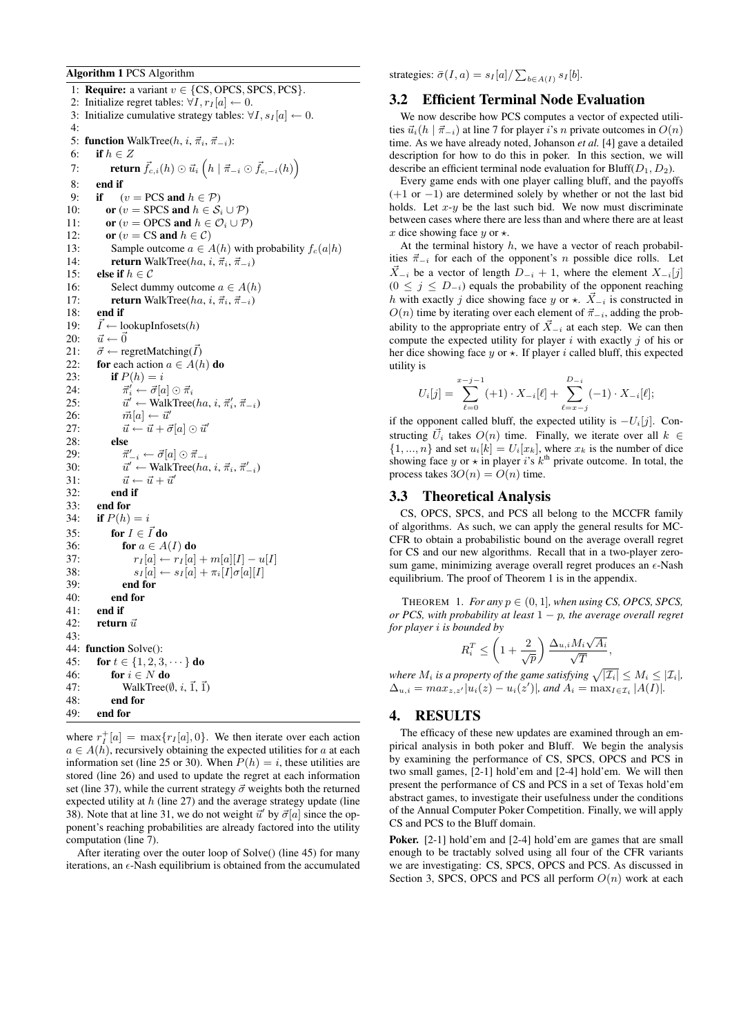**Algorithm 1** PCS Algorithm

```
1: Require: a variant v ∈ {CS, OPCS, SPCS, PCS}.
2: Initialize regret tables: ∀I, r_I[a] ← 0.
3: Initialize cumulative strategy tables: ∀I, s_I[a] ← 0.
4:
5: function WalkTree(h, i, π⃗_i, π⃗_{-i}):
6:   if h ∈ Z
7:     return f⃗_{c,i}(h) ⊙ u⃗_i (h | π⃗_{-i} ⊙ f⃗_{c,-i}(h))
8:   end if
9:   if    (v = PCS and h ∈ P)
10:     or (v = SPCS and h ∈ S_i ∪ P)
11:     or (v = OPCS and h ∈ O_i ∪ P)
12:     or (v = CS and h ∈ C)
13:     Sample outcome a ∈ A(h) with probability f_c(a|h)
14:     return WalkTree(ha, i, π⃗_i, π⃗_{-i})
15:   else if h ∈ C
16:     Select dummy outcome a ∈ A(h)
17:     return WalkTree(ha, i, π⃗_i, π⃗_{-i})
18:   end if
19:   I⃗ ← lookupInfosets(h)
20:   u⃗ ← 0⃗
21:   σ⃗ ← regretMatching(I⃗)
22:   for each action a ∈ A(h) do
23:     if P(h) = i
24:       π⃗'_i ← σ⃗[a] ⊙ π⃗_i
25:       u⃗' ← WalkTree(ha, i, π⃗'_i, π⃗_{-i})
26:       m⃗[a] ← u⃗'
27:       u⃗ ← u⃗ + σ⃗[a] ⊙ u⃗'
28:     else
29:       π⃗'_{-i} ← σ⃗[a] ⊙ π⃗_{-i}
30:       u⃗' ← WalkTree(ha, i, π⃗_i, π⃗'_{-i})
31:       u⃗ ← u⃗ + u⃗'
32:     end if
33:   end for
34:   if P(h) = i
35:     for I ∈ I⃗ do
36:       for a ∈ A(I) do
37:         r_I[a] ← r_I[a] + m[a][I] − u[I]
38:         s_I[a] ← s_I[a] + π_i[I]σ[a][I]
39:       end for
40:     end for
41:   end if
42:   return u⃗
43:
44: function Solve():
45:   for t ∈ {1, 2, 3, ···} do
46:     for i ∈ N do
47:       WalkTree(∅, i, 1⃗, 1⃗)
48:     end for
49:   end for
```

where $r_I^+[a] = \max\{r_I[a], 0\}$. We then iterate over each action $a \in A(h)$, recursively obtaining the expected utilities for $a$ at each information set (line 25 or 30). When $P(h) = i$, these utilities are stored (line 26) and used to update the regret at each information set (line 37), while the current strategy $\vec{\sigma}$ weights both the returned expected utility at $h$ (line 27) and the average strategy update (line 38). Note that at line 31, we do not weight $\vec{u}'$ by $\vec{\sigma}[a]$ since the opponent's reaching probabilities are already factored into the utility computation (line 7).

After iterating over the outer loop of Solve() (line 45) for many iterations, an $\epsilon$-Nash equilibrium is obtained from the accumulated strategies: $\bar{\sigma}(I, a) = s_I[a] / \sum_{b \in A(I)} s_I[b]$.

## 3.2 Efficient Terminal Node Evaluation

We now describe how PCS computes a vector of expected utilities $\vec{u}_i(h \mid \vec{\pi}_{-i})$ at line 7 for player $i$'s $n$ private outcomes in $O(n)$ time. As we have already noted, Johanson *et al.* [4] gave a detailed description for how to do this in poker. In this section, we will describe an efficient terminal node evaluation for Bluff($D_1, D_2$).

Every game ends with one player calling bluff, and the payoffs ($+1$ or $-1$) are determined solely by whether or not the last bid holds. Let $x$-$y$ be the last such bid. We now must discriminate between cases where there are less than and where there are at least $x$ dice showing face $y$ or $\star$.

At the terminal history $h$, we have a vector of reach probabilities $\vec{\pi}_{-i}$ for each of the opponent's $n$ possible dice rolls. Let $\vec{X}_{-i}$ be a vector of length $D_{-i} + 1$, where the element $X_{-i}[j]$ ($0 \le j \le D_{-i}$) equals the probability of the opponent reaching $h$ with exactly $j$ dice showing face $y$ or $\star$. $\vec{X}_{-i}$ is constructed in $O(n)$ time by iterating over each element of $\vec{\pi}_{-i}$, adding the probability to the appropriate entry of $\vec{X}_{-i}$ at each step. We can then compute the expected utility for player $i$ with exactly $j$ of his or her dice showing face $y$ or $\star$. If player $i$ called bluff, this expected utility is

$$U_i[j] = \sum_{\ell=0}^{x-j-1} (+1) \cdot X_{-i}[\ell] + \sum_{\ell=x-j}^{D_{-i}} (-1) \cdot X_{-i}[\ell];$$

if the opponent called bluff, the expected utility is $-U_i[j]$. Constructing $\vec{U}_i$ takes $O(n)$ time. Finally, we iterate over all $k \in \{1, ..., n\}$ and set $u_i[k] = U_i[x_k]$, where $x_k$ is the number of dice showing face $y$ or $\star$ in player $i$'s $k^{\text{th}}$ private outcome. In total, the process takes $3O(n) = O(n)$ time.

## 3.3 Theoretical Analysis

CS, OPCS, SPCS, and PCS all belong to the MCCFR family of algorithms. As such, we can apply the general results for MCCFR to obtain a probabilistic bound on the average overall regret for CS and our new algorithms. Recall that in a two-player zero-sum game, minimizing average overall regret produces an $\epsilon$-Nash equilibrium. The proof of Theorem 1 is in the appendix.

THEOREM 1. *For any $p \in (0, 1]$, when using CS, OPCS, SPCS, or PCS, with probability at least $1 - p$, the average overall regret for player $i$ is bounded by*

$$R_i^T \le \left(1 + \frac{2}{\sqrt{p}}\right) \frac{\Delta_{u,i} M_i \sqrt{A_i}}{\sqrt{T}},$$

*where $M_i$ is a property of the game satisfying $\sqrt{|\mathcal{I}_i|} \le M_i \le |\mathcal{I}_i|$, $\Delta_{u,i} = max_{z,z'}|u_i(z) - u_i(z')|$, and $A_i = \max_{I \in \mathcal{I}_i} |A(I)|$.*

# 4. RESULTS

The efficacy of these new updates are examined through an empirical analysis in both poker and Bluff. We begin the analysis by examining the performance of CS, SPCS, OPCS and PCS in two small games, [2-1] hold'em and [2-4] hold'em. We will then present the performance of CS and PCS in a set of Texas hold'em abstract games, to investigate their usefulness under the conditions of the Annual Computer Poker Competition. Finally, we will apply CS and PCS to the Bluff domain.

**Poker.** [2-1] hold'em and [2-4] hold'em are games that are small enough to be tractably solved using all four of the CFR variants we are investigating: CS, SPCS, OPCS and PCS. As discussed in Section 3, SPCS, OPCS and PCS all perform $O(n)$ work at each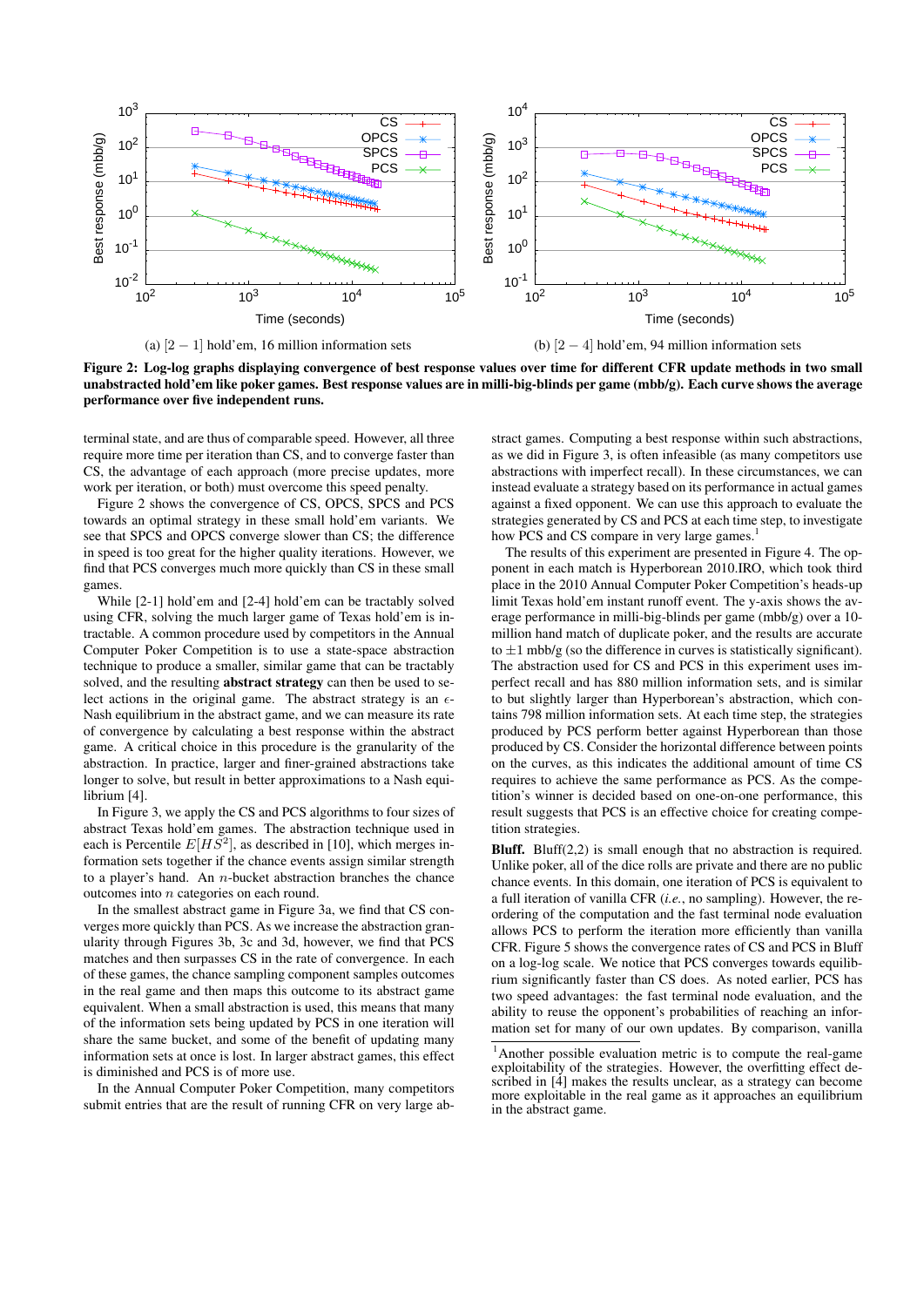(a) $[2-1]$ hold'em, 16 million information sets

(b) $[2-4]$ hold'em, 94 million information sets

**Figure 2: Log-log graphs displaying convergence of best response values over time for different CFR update methods in two small unabstracted hold'em like poker games. Best response values are in milli-big-blinds per game (mbb/g). Each curve shows the average performance over five independent runs.**

terminal state, and are thus of comparable speed. However, all three require more time per iteration than CS, and to converge faster than CS, the advantage of each approach (more precise updates, more work per iteration, or both) must overcome this speed penalty.

Figure 2 shows the convergence of CS, OPCS, SPCS and PCS towards an optimal strategy in these small hold'em variants. We see that SPCS and OPCS converge slower than CS; the difference in speed is too great for the higher quality iterations. However, we find that PCS converges much more quickly than CS in these small games.

While [2-1] hold'em and [2-4] hold'em can be tractably solved using CFR, solving the much larger game of Texas hold'em is intractable. A common procedure used by competitors in the Annual Computer Poker Competition is to use a state-space abstraction technique to produce a smaller, similar game that can be tractably solved, and the resulting **abstract strategy** can then be used to select actions in the original game. The abstract strategy is an $\epsilon$-Nash equilibrium in the abstract game, and we can measure its rate of convergence by calculating a best response within the abstract game. A critical choice in this procedure is the granularity of the abstraction. In practice, larger and finer-grained abstractions take longer to solve, but result in better approximations to a Nash equilibrium [4].

In Figure 3, we apply the CS and PCS algorithms to four sizes of abstract Texas hold'em games. The abstraction technique used in each is Percentile $E[HS^2]$, as described in [10], which merges information sets together if the chance events assign similar strength to a player's hand. An $n$-bucket abstraction branches the chance outcomes into $n$ categories on each round.

In the smallest abstract game in Figure 3a, we find that CS converges more quickly than PCS. As we increase the abstraction granularity through Figures 3b, 3c and 3d, however, we find that PCS matches and then surpasses CS in the rate of convergence. In each of these games, the chance sampling component samples outcomes in the real game and then maps this outcome to its abstract game equivalent. When a small abstraction is used, this means that many of the information sets being updated by PCS in one iteration will share the same bucket, and some of the benefit of updating many information sets at once is lost. In larger abstract games, this effect is diminished and PCS is of more use.

In the Annual Computer Poker Competition, many competitors submit entries that are the result of running CFR on very large abstract games. Computing a best response within such abstractions, as we did in Figure 3, is often infeasible (as many competitors use abstractions with imperfect recall). In these circumstances, we can instead evaluate a strategy based on its performance in actual games against a fixed opponent. We can use this approach to evaluate the strategies generated by CS and PCS at each time step, to investigate how PCS and CS compare in very large games.[1]

The results of this experiment are presented in Figure 4. The opponent in each match is Hyperborean 2010.IRO, which took third place in the 2010 Annual Computer Poker Competition's heads-up limit Texas hold'em instant runoff event. The y-axis shows the average performance in milli-big-blinds per game (mbb/g) over a 10-million hand match of duplicate poker, and the results are accurate to $\pm 1$ mbb/g (so the difference in curves is statistically significant). The abstraction used for CS and PCS in this experiment uses imperfect recall and has 880 million information sets, and is similar to but slightly larger than Hyperborean's abstraction, which contains 798 million information sets. At each time step, the strategies produced by PCS perform better against Hyperborean than those produced by CS. Consider the horizontal difference between points on the curves, as this indicates the additional amount of time CS requires to achieve the same performance as PCS. As the competition's winner is decided based on one-on-one performance, this result suggests that PCS is an effective choice for creating competition strategies.

**Bluff.** Bluff(2,2) is small enough that no abstraction is required. Unlike poker, all of the dice rolls are private and there are no public chance events. In this domain, one iteration of PCS is equivalent to a full iteration of vanilla CFR (*i.e.*, no sampling). However, the reordering of the computation and the fast terminal node evaluation allows PCS to perform the iteration more efficiently than vanilla CFR. Figure 5 shows the convergence rates of CS and PCS in Bluff on a log-log scale. We notice that PCS converges towards equilibrium significantly faster than CS does. As noted earlier, PCS has two speed advantages: the fast terminal node evaluation, and the ability to reuse the opponent's probabilities of reaching an information set for many of our own updates. By comparison, vanilla

[1] Another possible evaluation metric is to compute the real-game exploitability of the strategies. However, the overfitting effect described in [4] makes the results unclear, as a strategy can become more exploitable in the real game as it approaches an equilibrium in the abstract game.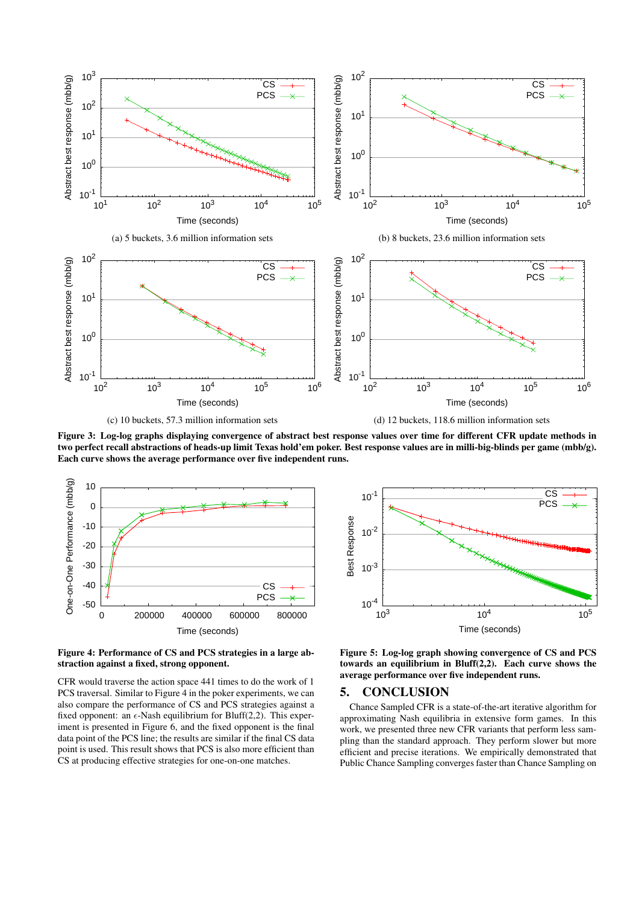(a) 5 buckets, 3.6 million information sets

(b) 8 buckets, 23.6 million information sets

(c) 10 buckets, 57.3 million information sets

(d) 12 buckets, 118.6 million information sets

**Figure 3: Log-log graphs displaying convergence of abstract best response values over time for different CFR update methods in two perfect recall abstractions of heads-up limit Texas hold'em poker. Best response values are in milli-big-blinds per game (mbb/g). Each curve shows the average performance over five independent runs.**

**Figure 4: Performance of CS and PCS strategies in a large abstraction against a fixed, strong opponent.**

**Figure 5: Log-log graph showing convergence of CS and PCS towards an equilibrium in Bluff(2,2). Each curve shows the average performance over five independent runs.**

CFR would traverse the action space 441 times to do the work of 1 PCS traversal. Similar to Figure 4 in the poker experiments, we can also compare the performance of CS and PCS strategies against a fixed opponent: an $\epsilon$-Nash equilibrium for Bluff(2,2). This experiment is presented in Figure 6, and the fixed opponent is the final data point of the PCS line; the results are similar if the final CS data point is used. This result shows that PCS is also more efficient than CS at producing effective strategies for one-on-one matches.

## 5. CONCLUSION

Chance Sampled CFR is a state-of-the-art iterative algorithm for approximating Nash equilibria in extensive form games. In this work, we presented three new CFR variants that perform less sampling than the standard approach. They perform slower but more efficient and precise iterations. We empirically demonstrated that Public Chance Sampling converges faster than Chance Sampling on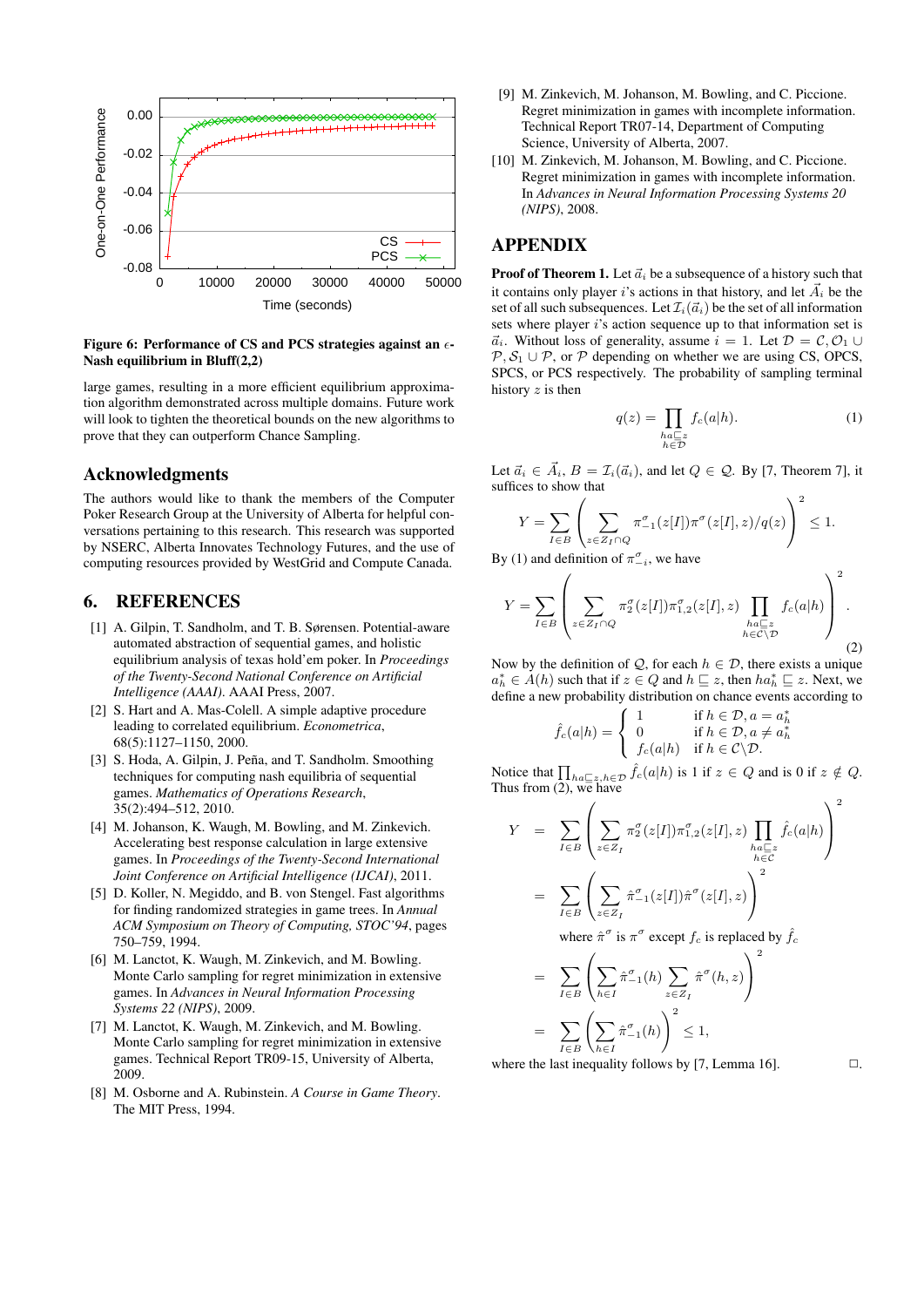One-on-One Performance

0.00

-0.02

-0.04

-0.06

-0.08

0 10000 20000 30000 40000 50000

Time (seconds)

CS

PCS

**Figure 6: Performance of CS and PCS strategies against an $\epsilon$-Nash equilibrium in Bluff(2,2)**

large games, resulting in a more efficient equilibrium approximation algorithm demonstrated across multiple domains. Future work will look to tighten the theoretical bounds on the new algorithms to prove that they can outperform Chance Sampling.

## Acknowledgments

The authors would like to thank the members of the Computer Poker Research Group at the University of Alberta for helpful conversations pertaining to this research. This research was supported by NSERC, Alberta Innovates Technology Futures, and the use of computing resources provided by WestGrid and Compute Canada.

## 6. REFERENCES

[1] A. Gilpin, T. Sandholm, and T. B. Sørensen. Potential-aware automated abstraction of sequential games, and holistic equilibrium analysis of texas hold'em poker. In *Proceedings of the Twenty-Second National Conference on Artificial Intelligence (AAAI)*. AAAI Press, 2007.

[2] S. Hart and A. Mas-Colell. A simple adaptive procedure leading to correlated equilibrium. *Econometrica*, 68(5):1127–1150, 2000.

[3] S. Hoda, A. Gilpin, J. Peña, and T. Sandholm. Smoothing techniques for computing nash equilibria of sequential games. *Mathematics of Operations Research*, 35(2):494–512, 2010.

[4] M. Johanson, K. Waugh, M. Bowling, and M. Zinkevich. Accelerating best response calculation in large extensive games. In *Proceedings of the Twenty-Second International Joint Conference on Artificial Intelligence (IJCAI)*, 2011.

[5] D. Koller, N. Megiddo, and B. von Stengel. Fast algorithms for finding randomized strategies in game trees. In *Annual ACM Symposium on Theory of Computing, STOC'94*, pages 750–759, 1994.

[6] M. Lanctot, K. Waugh, M. Zinkevich, and M. Bowling. Monte Carlo sampling for regret minimization in extensive games. In *Advances in Neural Information Processing Systems 22 (NIPS)*, 2009.

[7] M. Lanctot, K. Waugh, M. Zinkevich, and M. Bowling. Monte Carlo sampling for regret minimization in extensive games. Technical Report TR09-15, University of Alberta, 2009.

[8] M. Osborne and A. Rubinstein. *A Course in Game Theory*. The MIT Press, 1994.

[9] M. Zinkevich, M. Johanson, M. Bowling, and C. Piccione. Regret minimization in games with incomplete information. Technical Report TR07-14, Department of Computing Science, University of Alberta, 2007.

[10] M. Zinkevich, M. Johanson, M. Bowling, and C. Piccione. Regret minimization in games with incomplete information. In *Advances in Neural Information Processing Systems 20 (NIPS)*, 2008.

## APPENDIX

**Proof of Theorem 1.** Let $\vec{a}_i$ be a subsequence of a history such that it contains only player $i$'s actions in that history, and let $\vec{A}_i$ be the set of all such subsequences. Let $\mathcal{I}_i(\vec{a}_i)$ be the set of all information sets where player $i$'s action sequence up to that information set is $\vec{a}_i$. Without loss of generality, assume $i = 1$. Let $\mathcal{D} = \mathcal{C}, \mathcal{O}_1 \cup \mathcal{P}, \mathcal{S}_1 \cup \mathcal{P}$, or $\mathcal{P}$ depending on whether we are using CS, OPCS, SPCS, or PCS respectively. The probability of sampling terminal history $z$ is then

$$q(z) = \prod_{\substack{ha \sqsubseteq z \\ h \in \mathcal{D}}} f_c(a|h). \tag{1}$$

Let $\vec{a}_i \in \vec{A}_i$, $B = \mathcal{I}_i(\vec{a}_i)$, and let $Q \in \mathcal{Q}$. By [7, Theorem 7], it suffices to show that

$$Y = \sum_{I \in B} \left( \sum_{z \in Z_I \cap Q} \pi_{-1}^{\sigma}(z[I]) \pi^{\sigma}(z[I], z)/q(z) \right)^2 \leq 1.$$

By (1) and definition of $\pi_{-i}^{\sigma}$, we have

$$Y = \sum_{I \in B} \left( \sum_{z \in Z_I \cap Q} \pi_2^{\sigma}(z[I]) \pi_{1,2}^{\sigma}(z[I], z) \prod_{\substack{ha \sqsubseteq z \\ h \in \mathcal{C} \setminus \mathcal{D}}} f_c(a|h) \right)^2 . \tag{2}$$

Now by the definition of $\mathcal{Q}$, for each $h \in \mathcal{D}$, there exists a unique $a_h^* \in A(h)$ such that if $z \in Q$ and $h \sqsubseteq z$, then $ha_h^* \sqsubseteq z$. Next, we define a new probability distribution on chance events according to

$$\hat{f}_c(a|h) = \begin{cases} 1 & \text{if } h \in \mathcal{D}, a = a_h^* \\ 0 & \text{if } h \in \mathcal{D}, a \neq a_h^* \\ f_c(a|h) & \text{if } h \in \mathcal{C} \setminus \mathcal{D}. \end{cases}$$

Notice that $\prod_{ha \sqsubseteq z, h \in \mathcal{D}} \hat{f}_c(a|h)$ is 1 if $z \in Q$ and is 0 if $z \notin Q$. Thus from (2), we have

$$\begin{aligned}
Y &= \sum_{I \in B} \left( \sum_{z \in Z_I} \pi_2^{\sigma}(z[I]) \pi_{1,2}^{\sigma}(z[I], z) \prod_{\substack{ha \sqsubseteq z \\ h \in \mathcal{C}}} \hat{f}_c(a|h) \right)^2 \\
&= \sum_{I \in B} \left( \sum_{z \in Z_I} \hat{\pi}_{-1}^{\sigma}(z[I]) \hat{\pi}^{\sigma}(z[I], z) \right)^2
\end{aligned}$$

where $\hat{\pi}^{\sigma}$ is $\pi^{\sigma}$ except $f_c$ is replaced by $\hat{f}_c$

$$\begin{aligned}
&= \sum_{I \in B} \left( \sum_{h \in I} \hat{\pi}_{-1}^{\sigma}(h) \sum_{z \in Z_I} \hat{\pi}^{\sigma}(h, z) \right)^2 \\
&= \sum_{I \in B} \left( \sum_{h \in I} \hat{\pi}_{-1}^{\sigma}(h) \right)^2 \leq 1,
\end{aligned}$$

where the last inequality follows by [7, Lemma 16]. □.